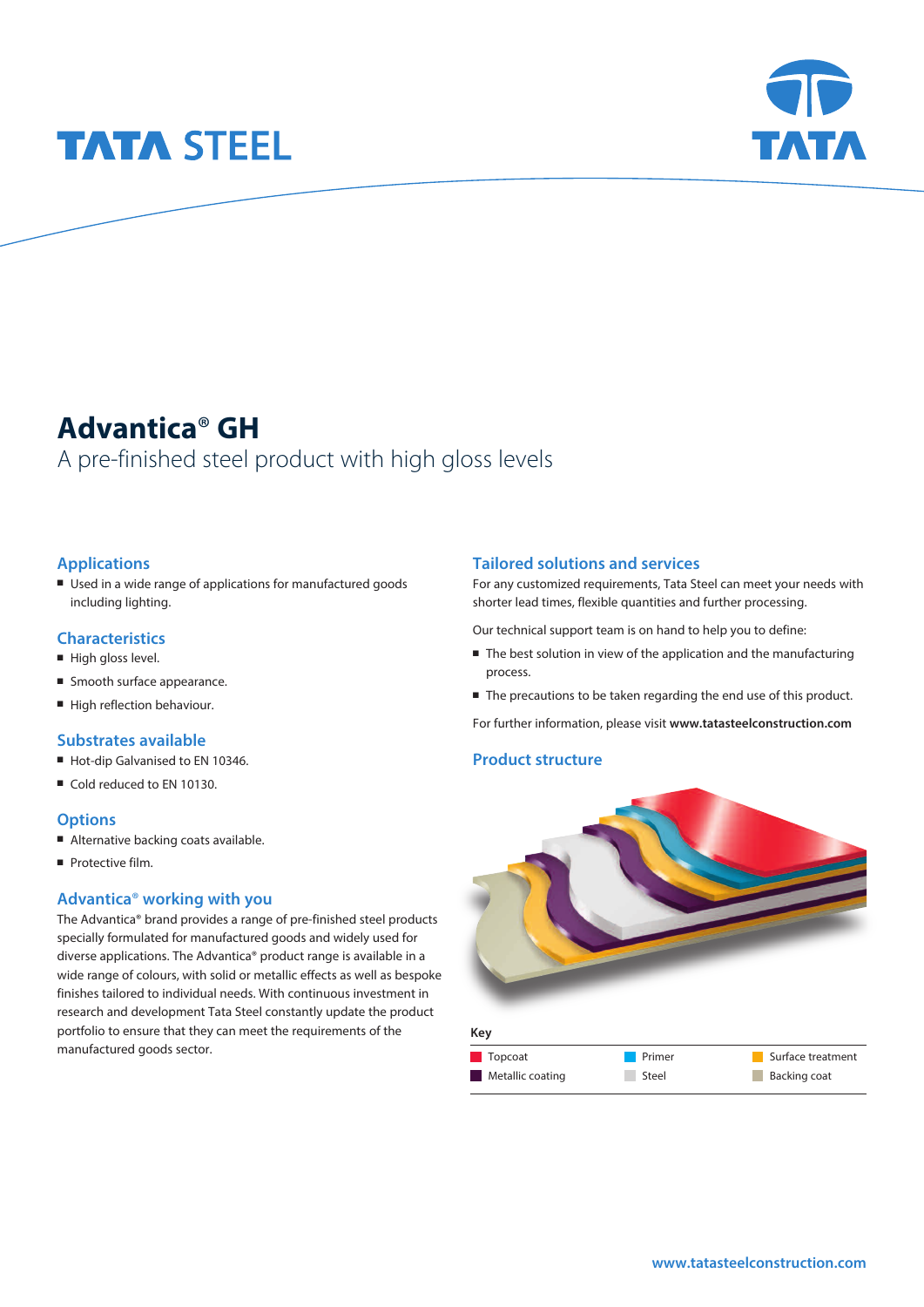# Advantica® GH

A pre-finished steel product with high gloss levels

## Applications

- Used in a wide range of applications for manufactured goods including lighting.

## Characteristics

- High gloss level.
- Smooth surface appearance.
- High reflection behaviour.

## Substrates available

- Hot-dip Galvanised to EN 10346.
- Cold reduced to EN 10130.

## Options

- Alternative backing coats available.
- Protective film.

## Advantica® working with you

The Advantica® brand provides a range of pre-finished steel products specially formulated for manufactured goods and widely used for diverse applications. The Advantica® product range is available in a wide range of colours, with solid or metallic effects as well as bespoke finishes tailored to individual needs. With continuous investment in research and development Tata Steel constantly update the product portfolio to ensure that they can meet the requirements of the manufactured goods sector.

## Tailored solutions and services

For any customized requirements, Tata Steel can meet your needs with shorter lead times, flexible quantities and further processing.

Our technical support team is on hand to help you to define:

- The best solution in view of the application and the manufacturing process.
- The precautions to be taken regarding the end use of this product.

For further information, please visit **www.tatasteelconstruction.com**

## Product structure

**Key**

| | | |
|---|---|---|
| Topcoat | Primer | Surface treatment |
| Metallic coating | Steel | Backing coat |

www.tatasteelconstruction.com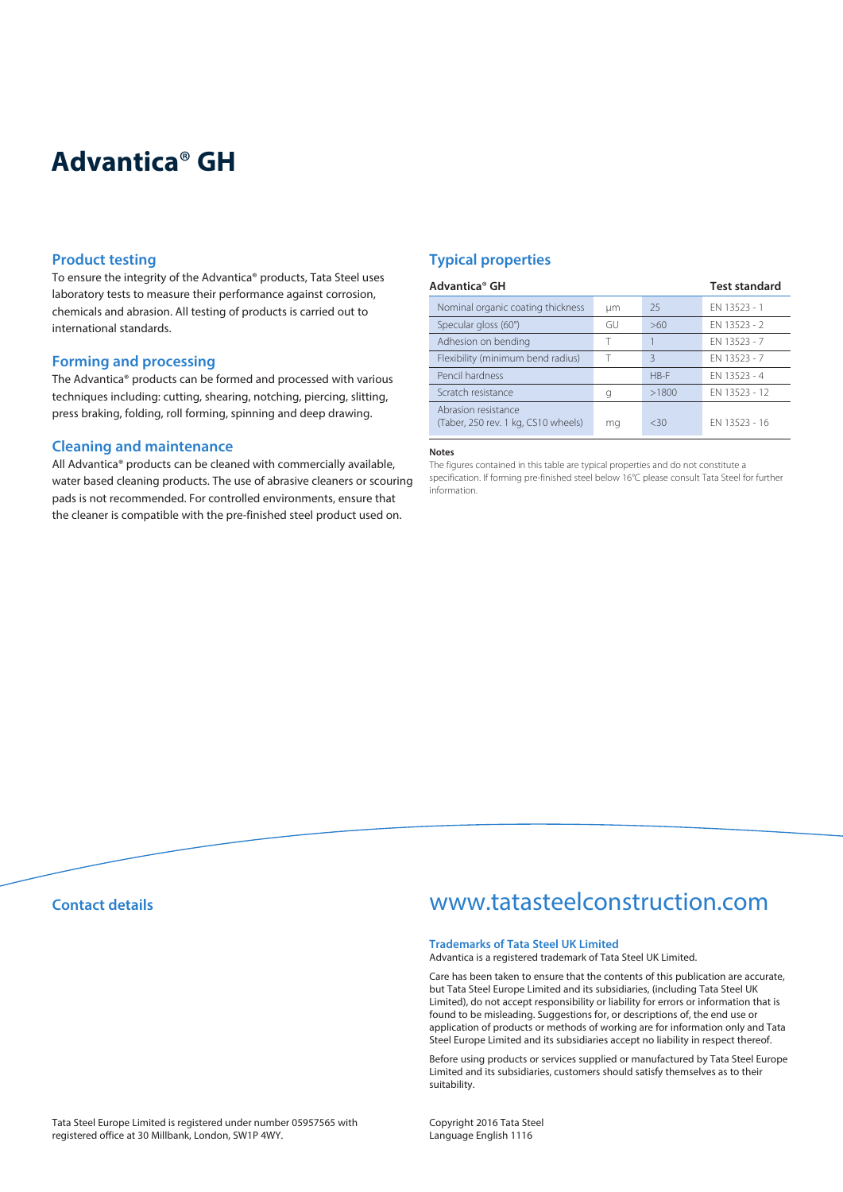# Advantica® GH

## Product testing

To ensure the integrity of the Advantica® products, Tata Steel uses laboratory tests to measure their performance against corrosion, chemicals and abrasion. All testing of products is carried out to international standards.

## Forming and processing

The Advantica® products can be formed and processed with various techniques including: cutting, shearing, notching, piercing, slitting, press braking, folding, roll forming, spinning and deep drawing.

## Cleaning and maintenance

All Advantica® products can be cleaned with commercially available, water based cleaning products. The use of abrasive cleaners or scouring pads is not recommended. For controlled environments, ensure that the cleaner is compatible with the pre-finished steel product used on.

## Typical properties

| Advantica® GH | | | Test standard |
|---|---|---|---|
| Nominal organic coating thickness | µm | 25 | EN 13523 - 1 |
| Specular gloss (60°) | GU | >60 | EN 13523 - 2 |
| Adhesion on bending | T | 1 | EN 13523 - 7 |
| Flexibility (minimum bend radius) | T | 3 | EN 13523 - 7 |
| Pencil hardness | | HB-F | EN 13523 - 4 |
| Scratch resistance | g | >1800 | EN 13523 - 12 |
| Abrasion resistance (Taber, 250 rev. 1 kg, CS10 wheels) | mg | <30 | EN 13523 - 16 |

**Notes**

The figures contained in this table are typical properties and do not constitute a specification. If forming pre-finished steel below 16°C please consult Tata Steel for further information.

## Contact details

## www.tatasteelconstruction.com

**Trademarks of Tata Steel UK Limited**

Advantica is a registered trademark of Tata Steel UK Limited.

Care has been taken to ensure that the contents of this publication are accurate, but Tata Steel Europe Limited and its subsidiaries, (including Tata Steel UK Limited), do not accept responsibility or liability for errors or information that is found to be misleading. Suggestions for, or descriptions of, the end use or application of products or methods of working are for information only and Tata Steel Europe Limited and its subsidiaries accept no liability in respect thereof.

Before using products or services supplied or manufactured by Tata Steel Europe Limited and its subsidiaries, customers should satisfy themselves as to their suitability.

Tata Steel Europe Limited is registered under number 05957565 with registered office at 30 Millbank, London, SW1P 4WY.

Copyright 2016 Tata Steel
Language English 1116